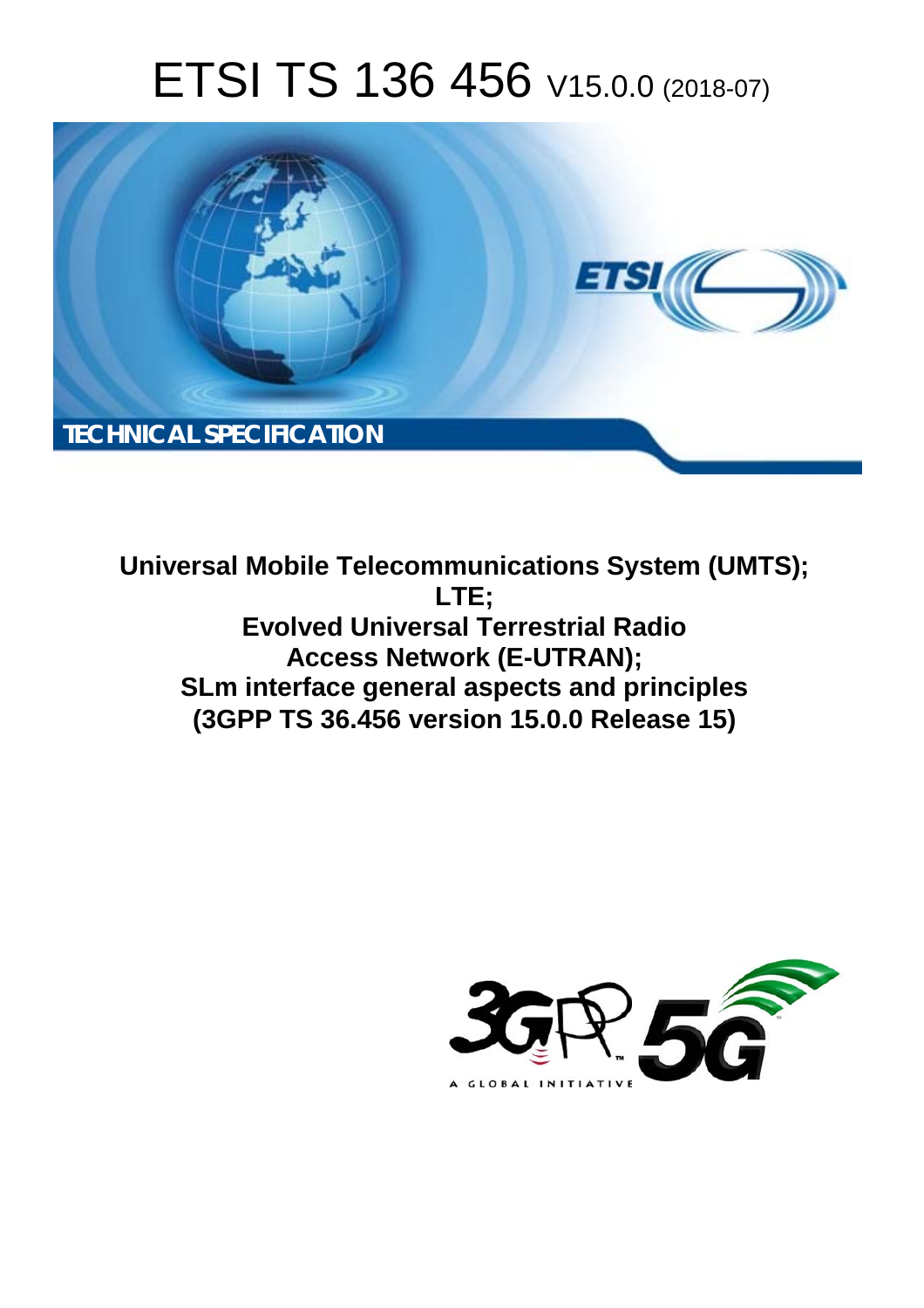# ETSI TS 136 456 V15.0.0 (2018-07)

TECHNICAL SPECIFICATION

**Universal Mobile Telecommunications System (UMTS);**
**LTE;**
**Evolved Universal Terrestrial Radio Access Network (E-UTRAN);**
**SLm interface general aspects and principles**
**(3GPP TS 36.456 version 15.0.0 Release 15)**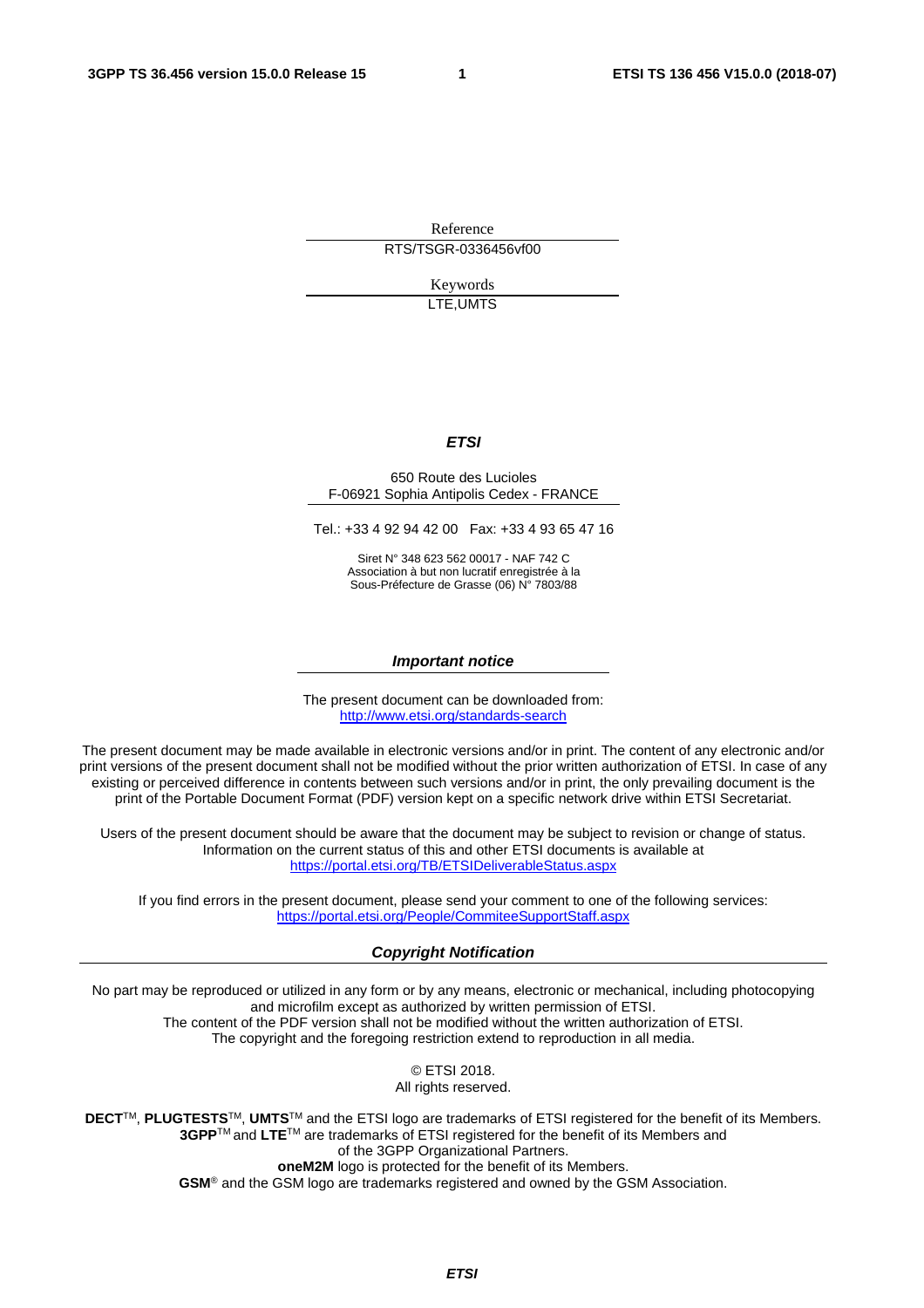Reference

RTS/TSGR-0336456vf00

Keywords

LTE,UMTS

***ETSI***

650 Route des Lucioles
F-06921 Sophia Antipolis Cedex - FRANCE

Tel.: +33 4 92 94 42 00   Fax: +33 4 93 65 47 16

Siret N° 348 623 562 00017 - NAF 742 C
Association à but non lucratif enregistrée à la
Sous-Préfecture de Grasse (06) N° 7803/88

***Important notice***

The present document can be downloaded from:
http://www.etsi.org/standards-search

The present document may be made available in electronic versions and/or in print. The content of any electronic and/or print versions of the present document shall not be modified without the prior written authorization of ETSI. In case of any existing or perceived difference in contents between such versions and/or in print, the only prevailing document is the print of the Portable Document Format (PDF) version kept on a specific network drive within ETSI Secretariat.

Users of the present document should be aware that the document may be subject to revision or change of status. Information on the current status of this and other ETSI documents is available at
https://portal.etsi.org/TB/ETSIDeliverableStatus.aspx

If you find errors in the present document, please send your comment to one of the following services:
https://portal.etsi.org/People/CommiteeSupportStaff.aspx

***Copyright Notification***

No part may be reproduced or utilized in any form or by any means, electronic or mechanical, including photocopying and microfilm except as authorized by written permission of ETSI.
The content of the PDF version shall not be modified without the written authorization of ETSI.
The copyright and the foregoing restriction extend to reproduction in all media.

© ETSI 2018.
All rights reserved.

**DECT**™, **PLUGTESTS**™, **UMTS**™ and the ETSI logo are trademarks of ETSI registered for the benefit of its Members.
**3GPP**™ and **LTE**™ are trademarks of ETSI registered for the benefit of its Members and of the 3GPP Organizational Partners.
**oneM2M** logo is protected for the benefit of its Members.
**GSM**® and the GSM logo are trademarks registered and owned by the GSM Association.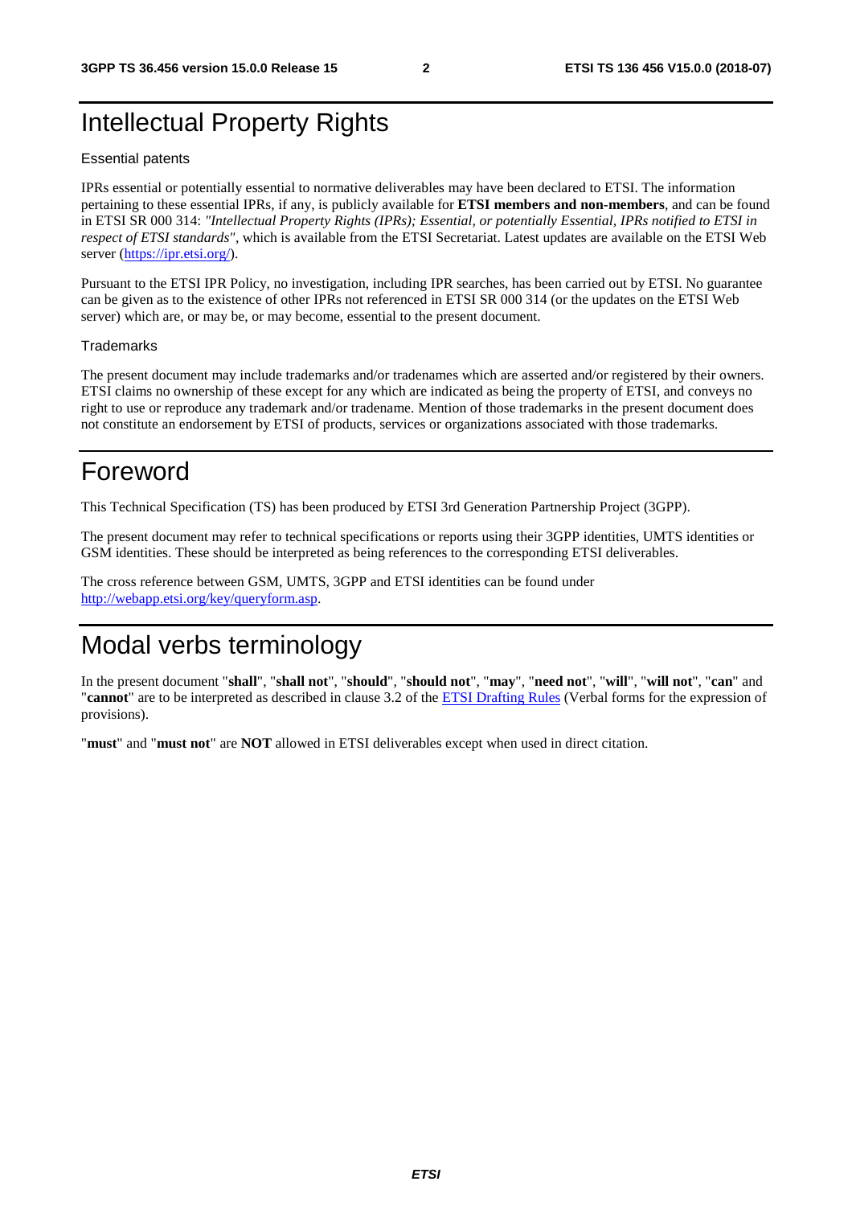# Intellectual Property Rights

Essential patents

IPRs essential or potentially essential to normative deliverables may have been declared to ETSI. The information pertaining to these essential IPRs, if any, is publicly available for **ETSI members and non-members**, and can be found in ETSI SR 000 314: *"Intellectual Property Rights (IPRs); Essential, or potentially Essential, IPRs notified to ETSI in respect of ETSI standards"*, which is available from the ETSI Secretariat. Latest updates are available on the ETSI Web server (https://ipr.etsi.org/).

Pursuant to the ETSI IPR Policy, no investigation, including IPR searches, has been carried out by ETSI. No guarantee can be given as to the existence of other IPRs not referenced in ETSI SR 000 314 (or the updates on the ETSI Web server) which are, or may be, or may become, essential to the present document.

Trademarks

The present document may include trademarks and/or tradenames which are asserted and/or registered by their owners. ETSI claims no ownership of these except for any which are indicated as being the property of ETSI, and conveys no right to use or reproduce any trademark and/or tradename. Mention of those trademarks in the present document does not constitute an endorsement by ETSI of products, services or organizations associated with those trademarks.

# Foreword

This Technical Specification (TS) has been produced by ETSI 3rd Generation Partnership Project (3GPP).

The present document may refer to technical specifications or reports using their 3GPP identities, UMTS identities or GSM identities. These should be interpreted as being references to the corresponding ETSI deliverables.

The cross reference between GSM, UMTS, 3GPP and ETSI identities can be found under http://webapp.etsi.org/key/queryform.asp.

# Modal verbs terminology

In the present document "**shall**", "**shall not**", "**should**", "**should not**", "**may**", "**need not**", "**will**", "**will not**", "**can**" and "**cannot**" are to be interpreted as described in clause 3.2 of the ETSI Drafting Rules (Verbal forms for the expression of provisions).

"**must**" and "**must not**" are **NOT** allowed in ETSI deliverables except when used in direct citation.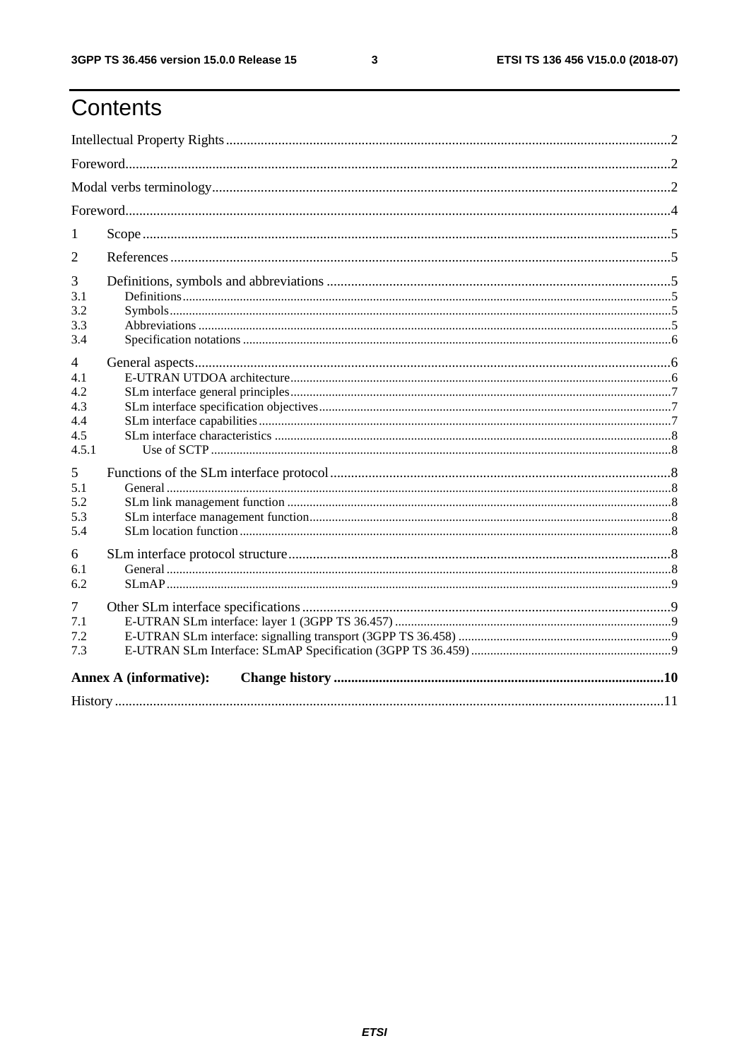# Contents

Intellectual Property Rights ........................................................................................................................ 2

Foreword ...................................................................................................................................................... 2

Modal verbs terminology ............................................................................................................................. 2

Foreword ...................................................................................................................................................... 4

1 Scope ......................................................................................................................................................... 5

2 References ................................................................................................................................................. 5

3 Definitions, symbols and abbreviations ..................................................................................................... 5
3.1 Definitions ............................................................................................................................................... 5
3.2 Symbols ................................................................................................................................................... 5
3.3 Abbreviations .......................................................................................................................................... 5
3.4 Specification notations ............................................................................................................................ 6

4 General aspects .......................................................................................................................................... 6
4.1 E-UTRAN UTDOA architecture ............................................................................................................. 6
4.2 SLm interface general principles ............................................................................................................. 7
4.3 SLm interface specification objectives .................................................................................................... 7
4.4 SLm interface capabilities ....................................................................................................................... 7
4.5 SLm interface characteristics .................................................................................................................. 8
4.5.1 Use of SCTP ......................................................................................................................................... 8

5 Functions of the SLm interface protocol .................................................................................................... 8
5.1 General ..................................................................................................................................................... 8
5.2 SLm link management function ............................................................................................................... 8
5.3 SLm interface management function ........................................................................................................ 8
5.4 SLm location function .............................................................................................................................. 8

6 SLm interface protocol structure ................................................................................................................ 8
6.1 General ..................................................................................................................................................... 8
6.2 SLmAP ..................................................................................................................................................... 9

7 Other SLm interface specifications ............................................................................................................ 9
7.1 E-UTRAN SLm interface: layer 1 (3GPP TS 36.457) .............................................................................. 9
7.2 E-UTRAN SLm interface: signalling transport (3GPP TS 36.458) .......................................................... 9
7.3 E-UTRAN SLm Interface: SLmAP Specification (3GPP TS 36.459) ...................................................... 9

**Annex A (informative): Change history** .................................................................................................. **10**

History ........................................................................................................................................................ 11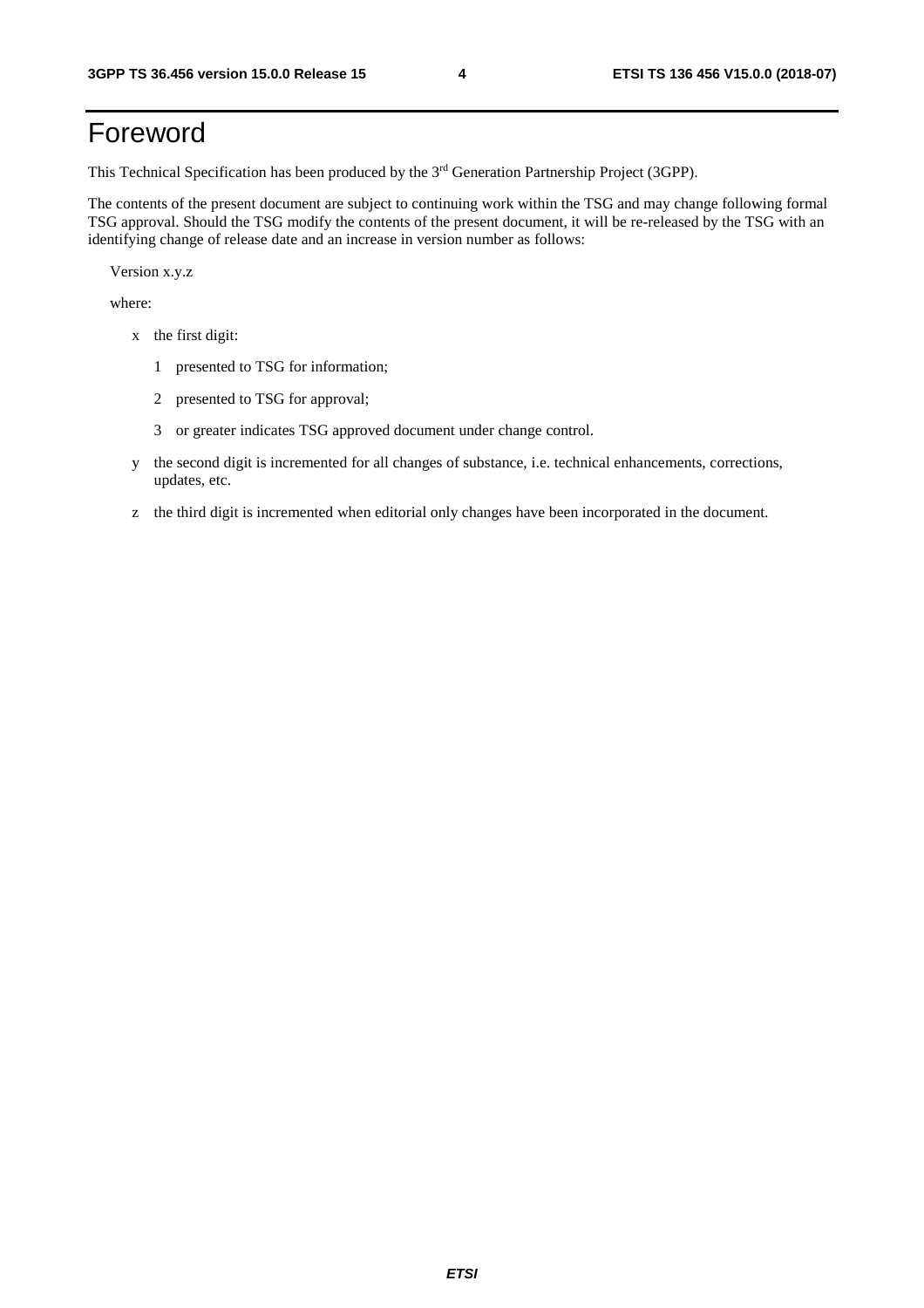# Foreword

This Technical Specification has been produced by the 3rd Generation Partnership Project (3GPP).

The contents of the present document are subject to continuing work within the TSG and may change following formal TSG approval. Should the TSG modify the contents of the present document, it will be re-released by the TSG with an identifying change of release date and an increase in version number as follows:

Version x.y.z

where:

- x the first digit:
  - 1 presented to TSG for information;
  - 2 presented to TSG for approval;
  - 3 or greater indicates TSG approved document under change control.
- y the second digit is incremented for all changes of substance, i.e. technical enhancements, corrections, updates, etc.
- z the third digit is incremented when editorial only changes have been incorporated in the document.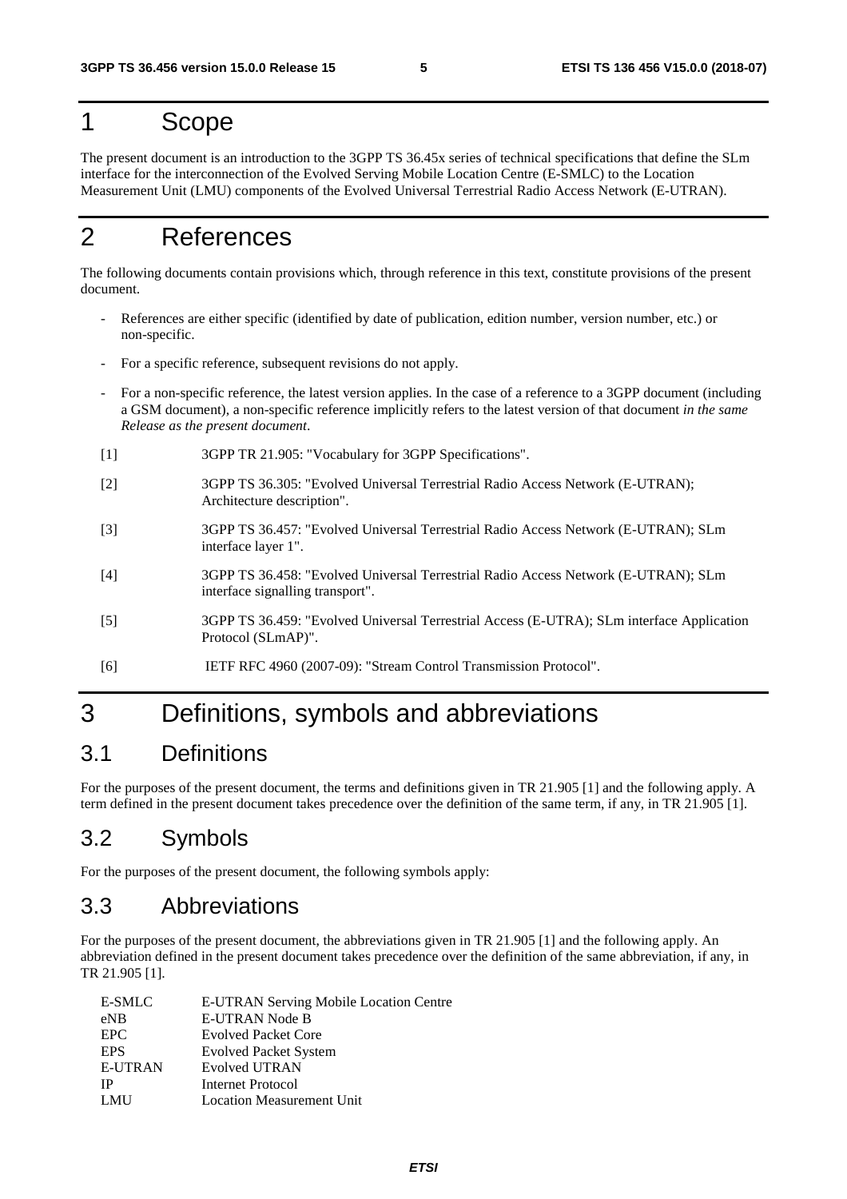# 1 Scope

The present document is an introduction to the 3GPP TS 36.45x series of technical specifications that define the SLm interface for the interconnection of the Evolved Serving Mobile Location Centre (E-SMLC) to the Location Measurement Unit (LMU) components of the Evolved Universal Terrestrial Radio Access Network (E-UTRAN).

# 2 References

The following documents contain provisions which, through reference in this text, constitute provisions of the present document.

- References are either specific (identified by date of publication, edition number, version number, etc.) or non-specific.
- For a specific reference, subsequent revisions do not apply.
- For a non-specific reference, the latest version applies. In the case of a reference to a 3GPP document (including a GSM document), a non-specific reference implicitly refers to the latest version of that document *in the same Release as the present document*.

[1] 3GPP TR 21.905: "Vocabulary for 3GPP Specifications".

[2] 3GPP TS 36.305: "Evolved Universal Terrestrial Radio Access Network (E-UTRAN); Architecture description".

[3] 3GPP TS 36.457: "Evolved Universal Terrestrial Radio Access Network (E-UTRAN); SLm interface layer 1".

[4] 3GPP TS 36.458: "Evolved Universal Terrestrial Radio Access Network (E-UTRAN); SLm interface signalling transport".

[5] 3GPP TS 36.459: "Evolved Universal Terrestrial Access (E-UTRA); SLm interface Application Protocol (SLmAP)".

[6] IETF RFC 4960 (2007-09): "Stream Control Transmission Protocol".

# 3 Definitions, symbols and abbreviations

## 3.1 Definitions

For the purposes of the present document, the terms and definitions given in TR 21.905 [1] and the following apply. A term defined in the present document takes precedence over the definition of the same term, if any, in TR 21.905 [1].

## 3.2 Symbols

For the purposes of the present document, the following symbols apply:

## 3.3 Abbreviations

For the purposes of the present document, the abbreviations given in TR 21.905 [1] and the following apply. An abbreviation defined in the present document takes precedence over the definition of the same abbreviation, if any, in TR 21.905 [1].

| | |
|---|---|
| E-SMLC | E-UTRAN Serving Mobile Location Centre |
| eNB | E-UTRAN Node B |
| EPC | Evolved Packet Core |
| EPS | Evolved Packet System |
| E-UTRAN | Evolved UTRAN |
| IP | Internet Protocol |
| LMU | Location Measurement Unit |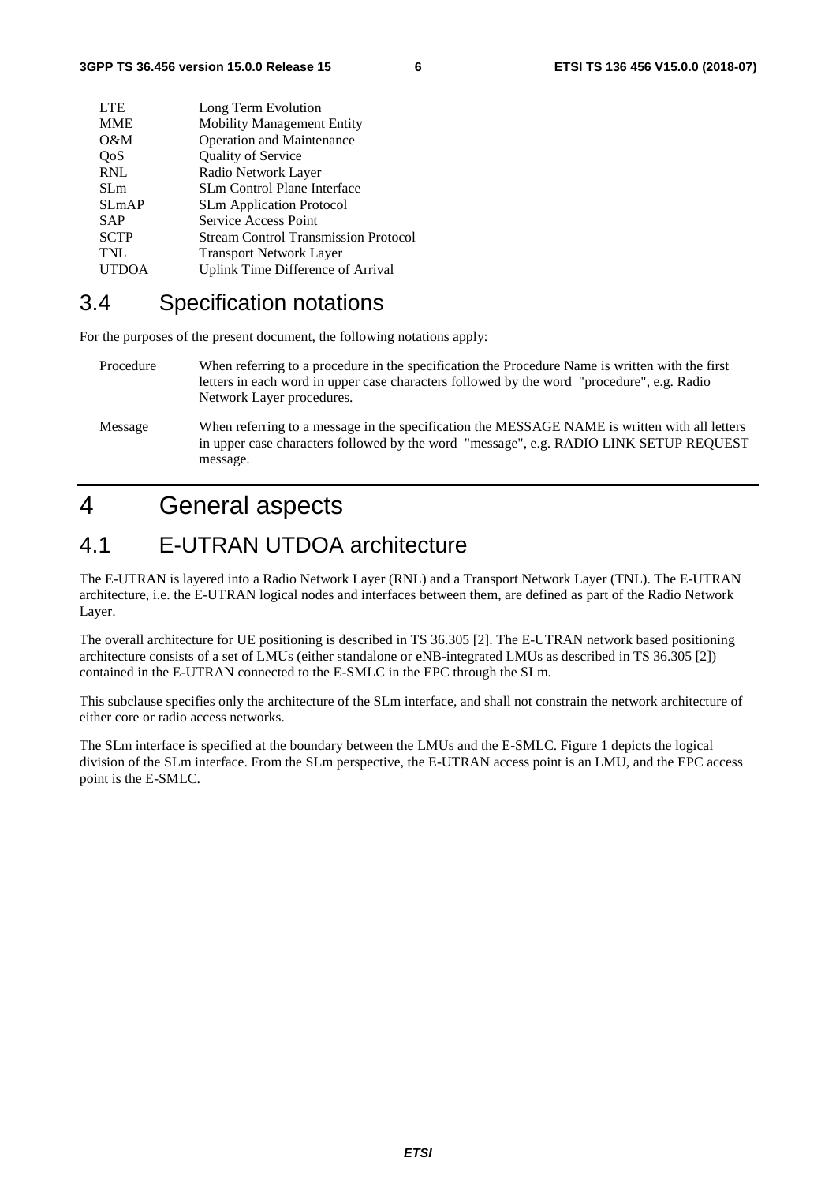| | |
|---|---|
| LTE | Long Term Evolution |
| MME | Mobility Management Entity |
| O&M | Operation and Maintenance |
| QoS | Quality of Service |
| RNL | Radio Network Layer |
| SLm | SLm Control Plane Interface |
| SLmAP | SLm Application Protocol |
| SAP | Service Access Point |
| SCTP | Stream Control Transmission Protocol |
| TNL | Transport Network Layer |
| UTDOA | Uplink Time Difference of Arrival |

## 3.4 Specification notations

For the purposes of the present document, the following notations apply:

| | |
|---|---|
| Procedure | When referring to a procedure in the specification the Procedure Name is written with the first letters in each word in upper case characters followed by the word "procedure", e.g. Radio Network Layer procedures. |
| Message | When referring to a message in the specification the MESSAGE NAME is written with all letters in upper case characters followed by the word "message", e.g. RADIO LINK SETUP REQUEST message. |

# 4 General aspects

## 4.1 E-UTRAN UTDOA architecture

The E-UTRAN is layered into a Radio Network Layer (RNL) and a Transport Network Layer (TNL). The E-UTRAN architecture, i.e. the E-UTRAN logical nodes and interfaces between them, are defined as part of the Radio Network Layer.

The overall architecture for UE positioning is described in TS 36.305 [2]. The E-UTRAN network based positioning architecture consists of a set of LMUs (either standalone or eNB-integrated LMUs as described in TS 36.305 [2]) contained in the E-UTRAN connected to the E-SMLC in the EPC through the SLm.

This subclause specifies only the architecture of the SLm interface, and shall not constrain the network architecture of either core or radio access networks.

The SLm interface is specified at the boundary between the LMUs and the E-SMLC. Figure 1 depicts the logical division of the SLm interface. From the SLm perspective, the E-UTRAN access point is an LMU, and the EPC access point is the E-SMLC.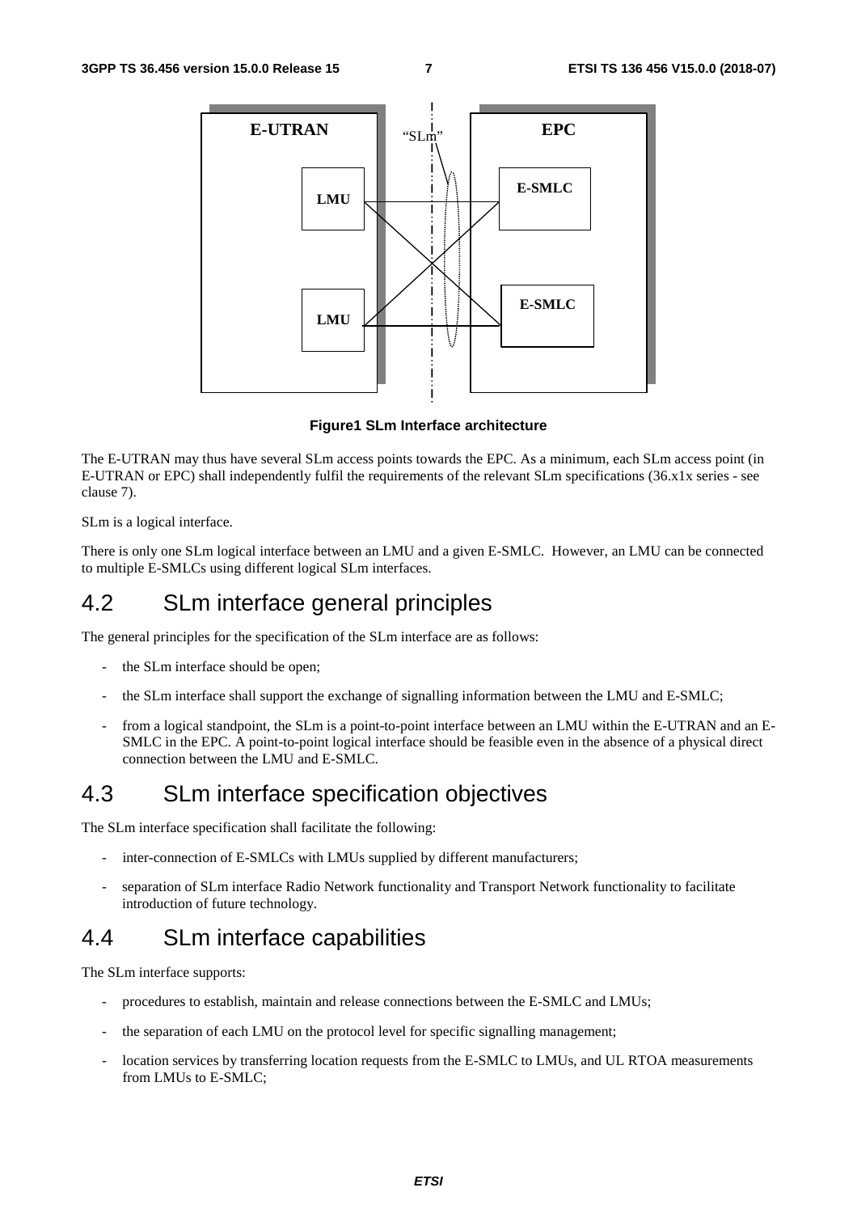E-UTRAN

LMU

LMU

"SLm"

EPC

E-SMLC

E-SMLC

**Figure1 SLm Interface architecture**

The E-UTRAN may thus have several SLm access points towards the EPC. As a minimum, each SLm access point (in E-UTRAN or EPC) shall independently fulfil the requirements of the relevant SLm specifications (36.x1x series - see clause 7).

SLm is a logical interface.

There is only one SLm logical interface between an LMU and a given E-SMLC. However, an LMU can be connected to multiple E-SMLCs using different logical SLm interfaces.

## 4.2 SLm interface general principles

The general principles for the specification of the SLm interface are as follows:

- the SLm interface should be open;
- the SLm interface shall support the exchange of signalling information between the LMU and E-SMLC;
- from a logical standpoint, the SLm is a point-to-point interface between an LMU within the E-UTRAN and an E-SMLC in the EPC. A point-to-point logical interface should be feasible even in the absence of a physical direct connection between the LMU and E-SMLC.

## 4.3 SLm interface specification objectives

The SLm interface specification shall facilitate the following:

- inter-connection of E-SMLCs with LMUs supplied by different manufacturers;
- separation of SLm interface Radio Network functionality and Transport Network functionality to facilitate introduction of future technology.

## 4.4 SLm interface capabilities

The SLm interface supports:

- procedures to establish, maintain and release connections between the E-SMLC and LMUs;
- the separation of each LMU on the protocol level for specific signalling management;
- location services by transferring location requests from the E-SMLC to LMUs, and UL RTOA measurements from LMUs to E-SMLC;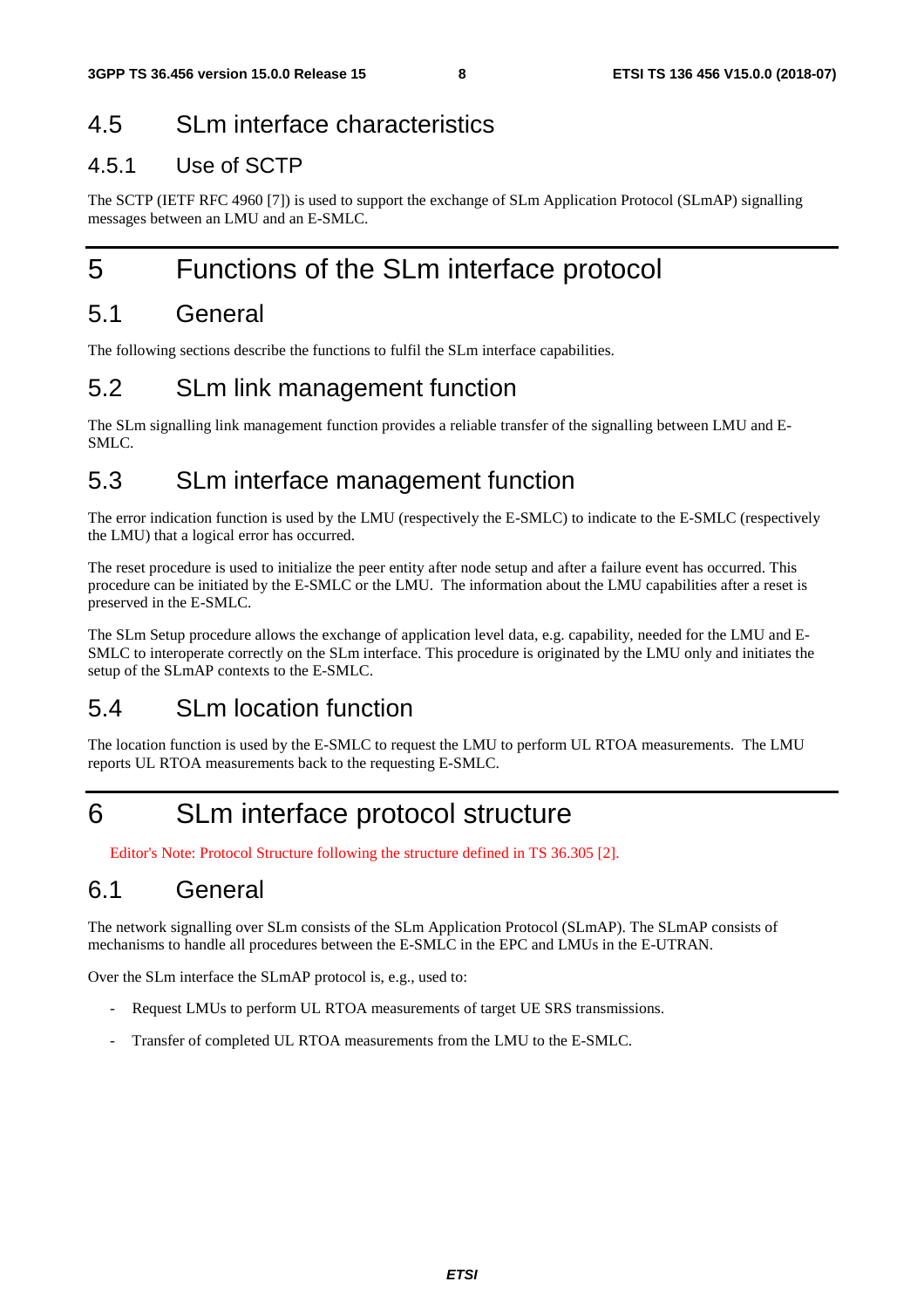## 4.5 SLm interface characteristics

### 4.5.1 Use of SCTP

The SCTP (IETF RFC 4960 [7]) is used to support the exchange of SLm Application Protocol (SLmAP) signalling messages between an LMU and an E-SMLC.

# 5 Functions of the SLm interface protocol

## 5.1 General

The following sections describe the functions to fulfil the SLm interface capabilities.

## 5.2 SLm link management function

The SLm signalling link management function provides a reliable transfer of the signalling between LMU and E-SMLC.

## 5.3 SLm interface management function

The error indication function is used by the LMU (respectively the E-SMLC) to indicate to the E-SMLC (respectively the LMU) that a logical error has occurred.

The reset procedure is used to initialize the peer entity after node setup and after a failure event has occurred. This procedure can be initiated by the E-SMLC or the LMU. The information about the LMU capabilities after a reset is preserved in the E-SMLC.

The SLm Setup procedure allows the exchange of application level data, e.g. capability, needed for the LMU and E-SMLC to interoperate correctly on the SLm interface. This procedure is originated by the LMU only and initiates the setup of the SLmAP contexts to the E-SMLC.

## 5.4 SLm location function

The location function is used by the E-SMLC to request the LMU to perform UL RTOA measurements. The LMU reports UL RTOA measurements back to the requesting E-SMLC.

# 6 SLm interface protocol structure

Editor's Note: Protocol Structure following the structure defined in TS 36.305 [2].

## 6.1 General

The network signalling over SLm consists of the SLm Application Protocol (SLmAP). The SLmAP consists of mechanisms to handle all procedures between the E-SMLC in the EPC and LMUs in the E-UTRAN.

Over the SLm interface the SLmAP protocol is, e.g., used to:

- Request LMUs to perform UL RTOA measurements of target UE SRS transmissions.
- Transfer of completed UL RTOA measurements from the LMU to the E-SMLC.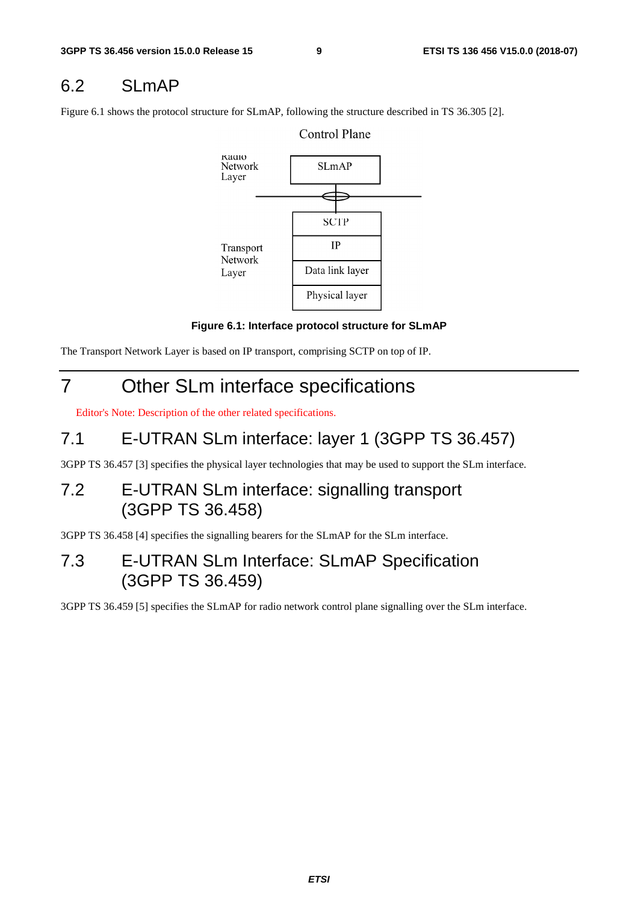## 6.2 SLmAP

Figure 6.1 shows the protocol structure for SLmAP, following the structure described in TS 36.305 [2].

Control Plane

Radio Network Layer

SLmAP

SCTP

IP

Data link layer

Physical layer

Transport Network Layer

**Figure 6.1: Interface protocol structure for SLmAP**

The Transport Network Layer is based on IP transport, comprising SCTP on top of IP.

# 7 Other SLm interface specifications

Editor's Note: Description of the other related specifications.

## 7.1 E-UTRAN SLm interface: layer 1 (3GPP TS 36.457)

3GPP TS 36.457 [3] specifies the physical layer technologies that may be used to support the SLm interface.

## 7.2 E-UTRAN SLm interface: signalling transport (3GPP TS 36.458)

3GPP TS 36.458 [4] specifies the signalling bearers for the SLmAP for the SLm interface.

## 7.3 E-UTRAN SLm Interface: SLmAP Specification (3GPP TS 36.459)

3GPP TS 36.459 [5] specifies the SLmAP for radio network control plane signalling over the SLm interface.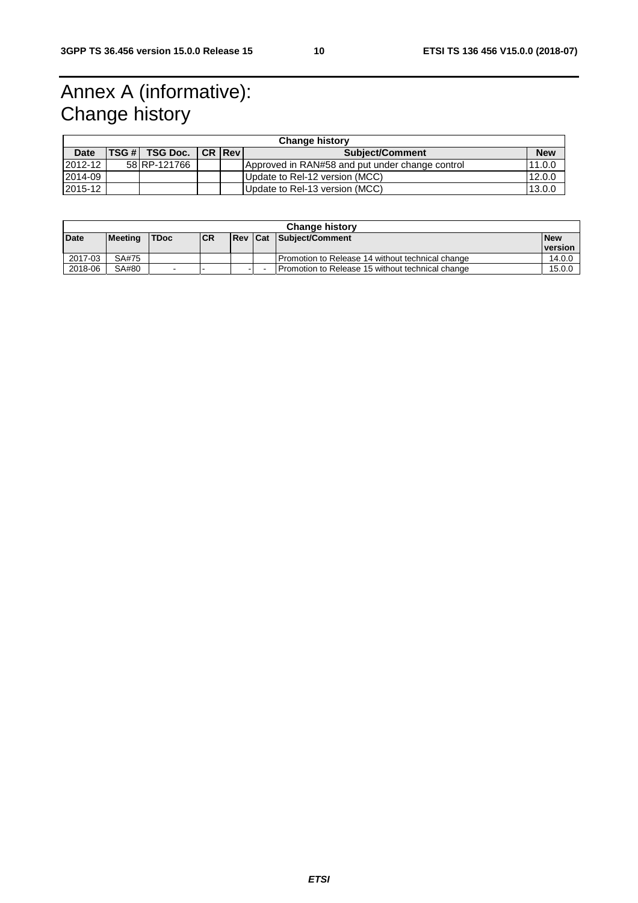# Annex A (informative): Change history

| Change history | | | | | | |
|---|---|---|---|---|---|---|
| Date | TSG # | TSG Doc. | CR | Rev | Subject/Comment | New |
| 2012-12 | 58 | RP-121766 | | | Approved in RAN#58 and put under change control | 11.0.0 |
| 2014-09 | | | | | Update to Rel-12 version (MCC) | 12.0.0 |
| 2015-12 | | | | | Update to Rel-13 version (MCC) | 13.0.0 |

| Change history | | | | | | | |
|---|---|---|---|---|---|---|---|
| Date | Meeting | TDoc | CR | Rev | Cat | Subject/Comment | New version |
| 2017-03 | SA#75 | | | | | Promotion to Release 14 without technical change | 14.0.0 |
| 2018-06 | SA#80 | - | - | - | - | Promotion to Release 15 without technical change | 15.0.0 |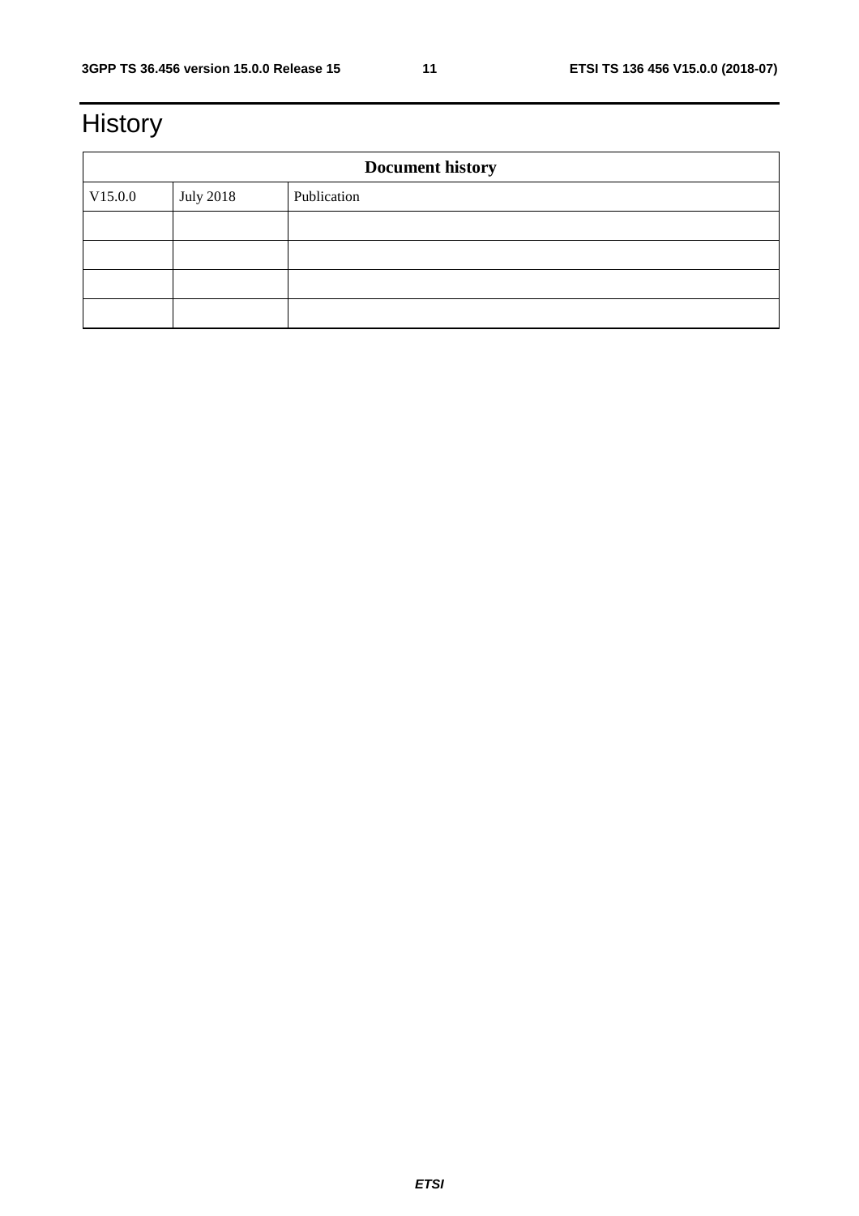# History

| Document history | | |
|---|---|---|
| V15.0.0 | July 2018 | Publication |
| | | |
| | | |
| | | |
| | | |